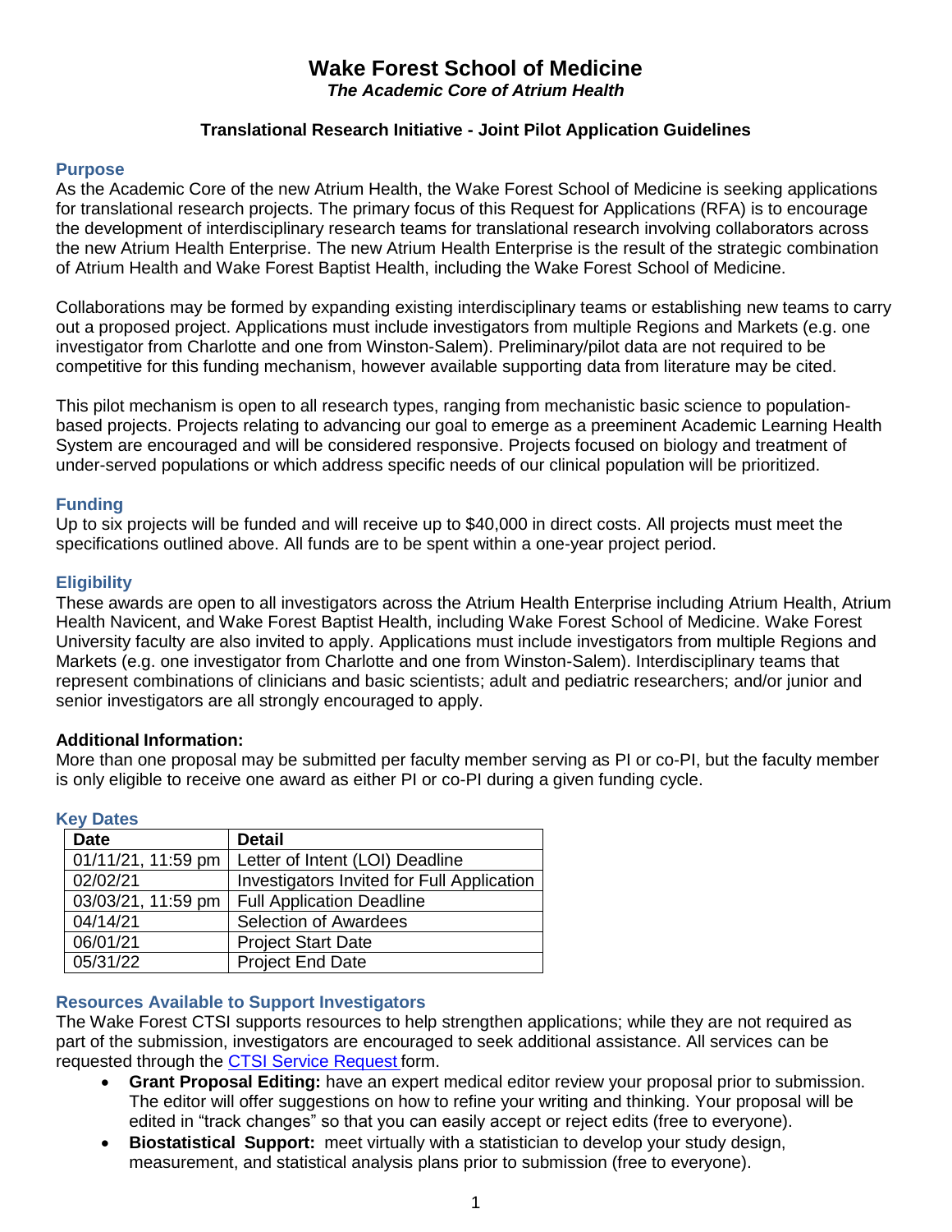# Wake Forest School of Medicine

***The Academic Core of Atrium Health***

### Translational Research Initiative - Joint Pilot Application Guidelines

## Purpose

As the Academic Core of the new Atrium Health, the Wake Forest School of Medicine is seeking applications for translational research projects. The primary focus of this Request for Applications (RFA) is to encourage the development of interdisciplinary research teams for translational research involving collaborators across the new Atrium Health Enterprise. The new Atrium Health Enterprise is the result of the strategic combination of Atrium Health and Wake Forest Baptist Health, including the Wake Forest School of Medicine.

Collaborations may be formed by expanding existing interdisciplinary teams or establishing new teams to carry out a proposed project. Applications must include investigators from multiple Regions and Markets (e.g. one investigator from Charlotte and one from Winston-Salem). Preliminary/pilot data are not required to be competitive for this funding mechanism, however available supporting data from literature may be cited.

This pilot mechanism is open to all research types, ranging from mechanistic basic science to population-based projects. Projects relating to advancing our goal to emerge as a preeminent Academic Learning Health System are encouraged and will be considered responsive. Projects focused on biology and treatment of under-served populations or which address specific needs of our clinical population will be prioritized.

## Funding

Up to six projects will be funded and will receive up to $40,000 in direct costs. All projects must meet the specifications outlined above. All funds are to be spent within a one-year project period.

## Eligibility

These awards are open to all investigators across the Atrium Health Enterprise including Atrium Health, Atrium Health Navicent, and Wake Forest Baptist Health, including Wake Forest School of Medicine. Wake Forest University faculty are also invited to apply. Applications must include investigators from multiple Regions and Markets (e.g. one investigator from Charlotte and one from Winston-Salem). Interdisciplinary teams that represent combinations of clinicians and basic scientists; adult and pediatric researchers; and/or junior and senior investigators are all strongly encouraged to apply.

**Additional Information:**

More than one proposal may be submitted per faculty member serving as PI or co-PI, but the faculty member is only eligible to receive one award as either PI or co-PI during a given funding cycle.

## Key Dates

| Date | Detail |
|---|---|
| 01/11/21, 11:59 pm | Letter of Intent (LOI) Deadline |
| 02/02/21 | Investigators Invited for Full Application |
| 03/03/21, 11:59 pm | Full Application Deadline |
| 04/14/21 | Selection of Awardees |
| 06/01/21 | Project Start Date |
| 05/31/22 | Project End Date |

## Resources Available to Support Investigators

The Wake Forest CTSI supports resources to help strengthen applications; while they are not required as part of the submission, investigators are encouraged to seek additional assistance. All services can be requested through the CTSI Service Request form.

- **Grant Proposal Editing:** have an expert medical editor review your proposal prior to submission. The editor will offer suggestions on how to refine your writing and thinking. Your proposal will be edited in "track changes" so that you can easily accept or reject edits (free to everyone).
- **Biostatistical Support:** meet virtually with a statistician to develop your study design, measurement, and statistical analysis plans prior to submission (free to everyone).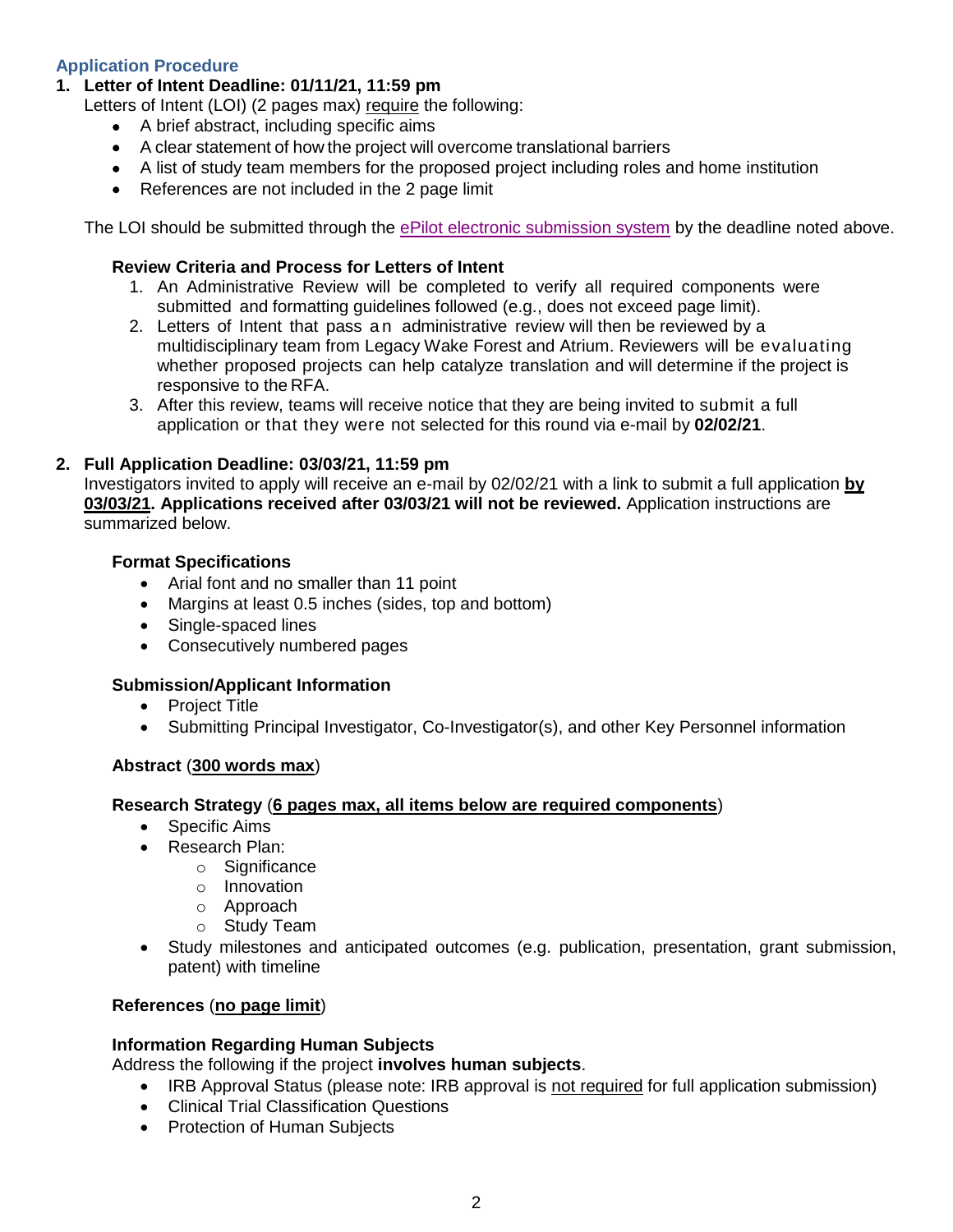## Application Procedure

1. **Letter of Intent Deadline: 01/11/21, 11:59 pm**

   Letters of Intent (LOI) (2 pages max) require the following:
   - A brief abstract, including specific aims
   - A clear statement of how the project will overcome translational barriers
   - A list of study team members for the proposed project including roles and home institution
   - References are not included in the 2 page limit

   The LOI should be submitted through the ePilot electronic submission system by the deadline noted above.

   **Review Criteria and Process for Letters of Intent**
   1. An Administrative Review will be completed to verify all required components were submitted and formatting guidelines followed (e.g., does not exceed page limit).
   2. Letters of Intent that pass an administrative review will then be reviewed by a multidisciplinary team from Legacy Wake Forest and Atrium. Reviewers will be evaluating whether proposed projects can help catalyze translation and will determine if the project is responsive to the RFA.
   3. After this review, teams will receive notice that they are being invited to submit a full application or that they were not selected for this round via e-mail by **02/02/21**.

2. **Full Application Deadline: 03/03/21, 11:59 pm**

   Investigators invited to apply will receive an e-mail by 02/02/21 with a link to submit a full application **by 03/03/21. Applications received after 03/03/21 will not be reviewed.** Application instructions are summarized below.

   **Format Specifications**
   - Arial font and no smaller than 11 point
   - Margins at least 0.5 inches (sides, top and bottom)
   - Single-spaced lines
   - Consecutively numbered pages

   **Submission/Applicant Information**
   - Project Title
   - Submitting Principal Investigator, Co-Investigator(s), and other Key Personnel information

   **Abstract** (**300 words max**)

   **Research Strategy** (**6 pages max, all items below are required components**)
   - Specific Aims
   - Research Plan:
     - Significance
     - Innovation
     - Approach
     - Study Team
   - Study milestones and anticipated outcomes (e.g. publication, presentation, grant submission, patent) with timeline

   **References** (**no page limit**)

   **Information Regarding Human Subjects**

   Address the following if the project **involves human subjects**.
   - IRB Approval Status (please note: IRB approval is not required for full application submission)
   - Clinical Trial Classification Questions
   - Protection of Human Subjects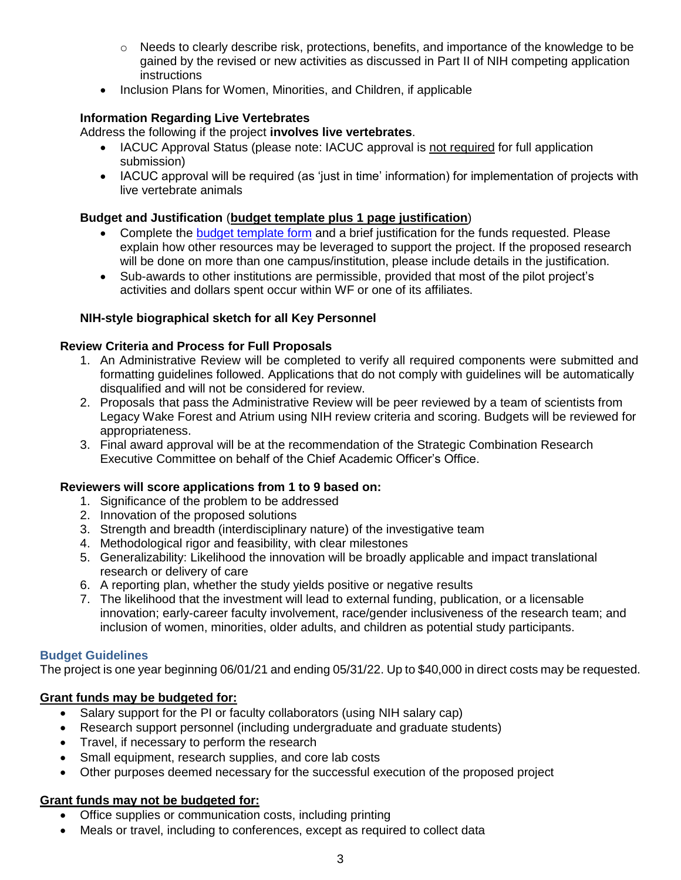- Needs to clearly describe risk, protections, benefits, and importance of the knowledge to be gained by the revised or new activities as discussed in Part II of NIH competing application instructions
- Inclusion Plans for Women, Minorities, and Children, if applicable

### Information Regarding Live Vertebrates

Address the following if the project **involves live vertebrates**.

- IACUC Approval Status (please note: IACUC approval is not required for full application submission)
- IACUC approval will be required (as 'just in time' information) for implementation of projects with live vertebrate animals

### Budget and Justification (**budget template plus 1 page justification**)

- Complete the budget template form and a brief justification for the funds requested. Please explain how other resources may be leveraged to support the project. If the proposed research will be done on more than one campus/institution, please include details in the justification.
- Sub-awards to other institutions are permissible, provided that most of the pilot project's activities and dollars spent occur within WF or one of its affiliates.

### NIH-style biographical sketch for all Key Personnel

### Review Criteria and Process for Full Proposals

1. An Administrative Review will be completed to verify all required components were submitted and formatting guidelines followed. Applications that do not comply with guidelines will be automatically disqualified and will not be considered for review.
2. Proposals that pass the Administrative Review will be peer reviewed by a team of scientists from Legacy Wake Forest and Atrium using NIH review criteria and scoring. Budgets will be reviewed for appropriateness.
3. Final award approval will be at the recommendation of the Strategic Combination Research Executive Committee on behalf of the Chief Academic Officer's Office.

### Reviewers will score applications from 1 to 9 based on:

1. Significance of the problem to be addressed
2. Innovation of the proposed solutions
3. Strength and breadth (interdisciplinary nature) of the investigative team
4. Methodological rigor and feasibility, with clear milestones
5. Generalizability: Likelihood the innovation will be broadly applicable and impact translational research or delivery of care
6. A reporting plan, whether the study yields positive or negative results
7. The likelihood that the investment will lead to external funding, publication, or a licensable innovation; early-career faculty involvement, race/gender inclusiveness of the research team; and inclusion of women, minorities, older adults, and children as potential study participants.

## Budget Guidelines

The project is one year beginning 06/01/21 and ending 05/31/22. Up to $40,000 in direct costs may be requested.

### Grant funds may be budgeted for:

- Salary support for the PI or faculty collaborators (using NIH salary cap)
- Research support personnel (including undergraduate and graduate students)
- Travel, if necessary to perform the research
- Small equipment, research supplies, and core lab costs
- Other purposes deemed necessary for the successful execution of the proposed project

### Grant funds may not be budgeted for:

- Office supplies or communication costs, including printing
- Meals or travel, including to conferences, except as required to collect data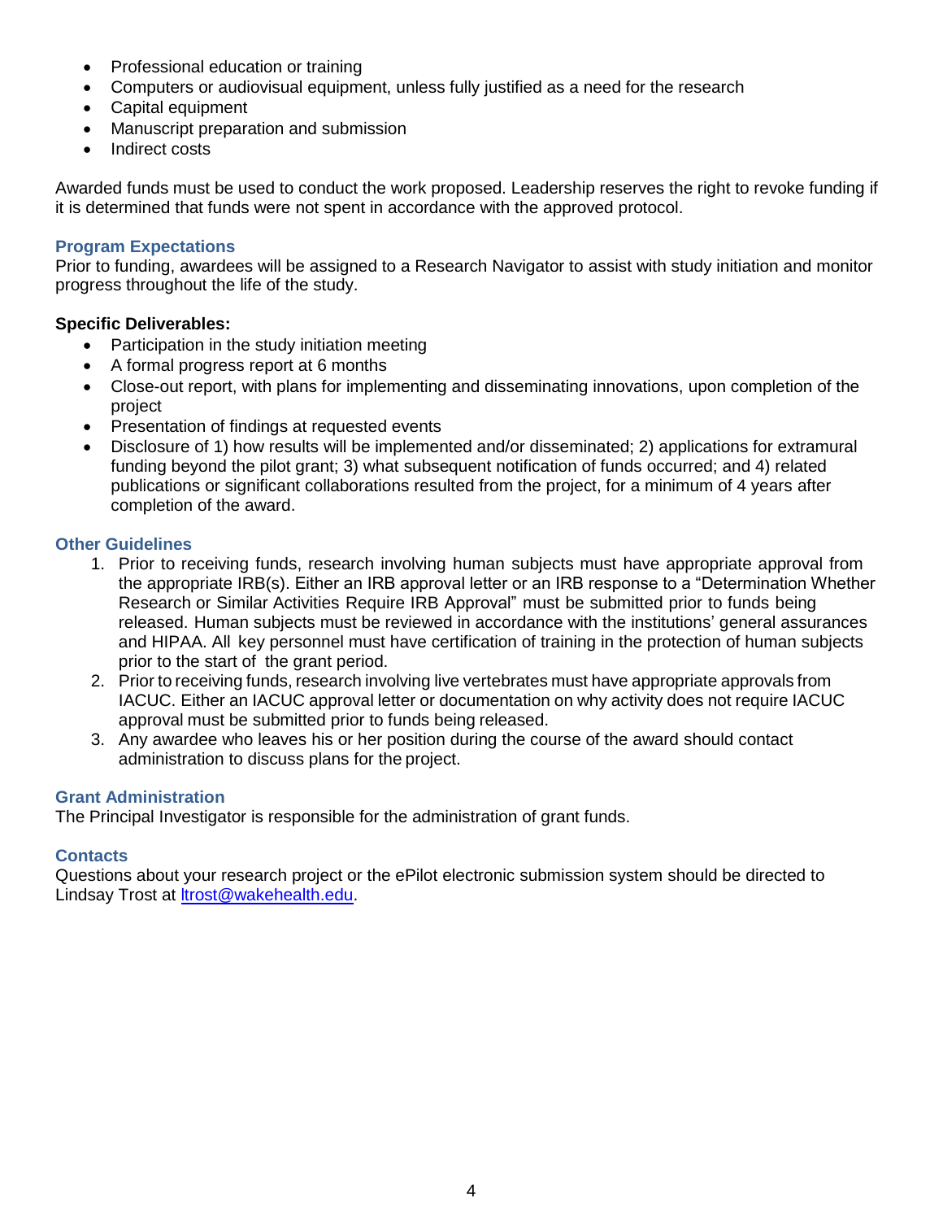- Professional education or training
- Computers or audiovisual equipment, unless fully justified as a need for the research
- Capital equipment
- Manuscript preparation and submission
- Indirect costs

Awarded funds must be used to conduct the work proposed. Leadership reserves the right to revoke funding if it is determined that funds were not spent in accordance with the approved protocol.

### Program Expectations

Prior to funding, awardees will be assigned to a Research Navigator to assist with study initiation and monitor progress throughout the life of the study.

**Specific Deliverables:**

- Participation in the study initiation meeting
- A formal progress report at 6 months
- Close-out report, with plans for implementing and disseminating innovations, upon completion of the project
- Presentation of findings at requested events
- Disclosure of 1) how results will be implemented and/or disseminated; 2) applications for extramural funding beyond the pilot grant; 3) what subsequent notification of funds occurred; and 4) related publications or significant collaborations resulted from the project, for a minimum of 4 years after completion of the award.

### Other Guidelines

1. Prior to receiving funds, research involving human subjects must have appropriate approval from the appropriate IRB(s). Either an IRB approval letter or an IRB response to a "Determination Whether Research or Similar Activities Require IRB Approval" must be submitted prior to funds being released. Human subjects must be reviewed in accordance with the institutions' general assurances and HIPAA. All key personnel must have certification of training in the protection of human subjects prior to the start of the grant period.
2. Prior to receiving funds, research involving live vertebrates must have appropriate approvals from IACUC. Either an IACUC approval letter or documentation on why activity does not require IACUC approval must be submitted prior to funds being released.
3. Any awardee who leaves his or her position during the course of the award should contact administration to discuss plans for the project.

### Grant Administration

The Principal Investigator is responsible for the administration of grant funds.

### Contacts

Questions about your research project or the ePilot electronic submission system should be directed to Lindsay Trost at [ltrost@wakehealth.edu](mailto:ltrost@wakehealth.edu).